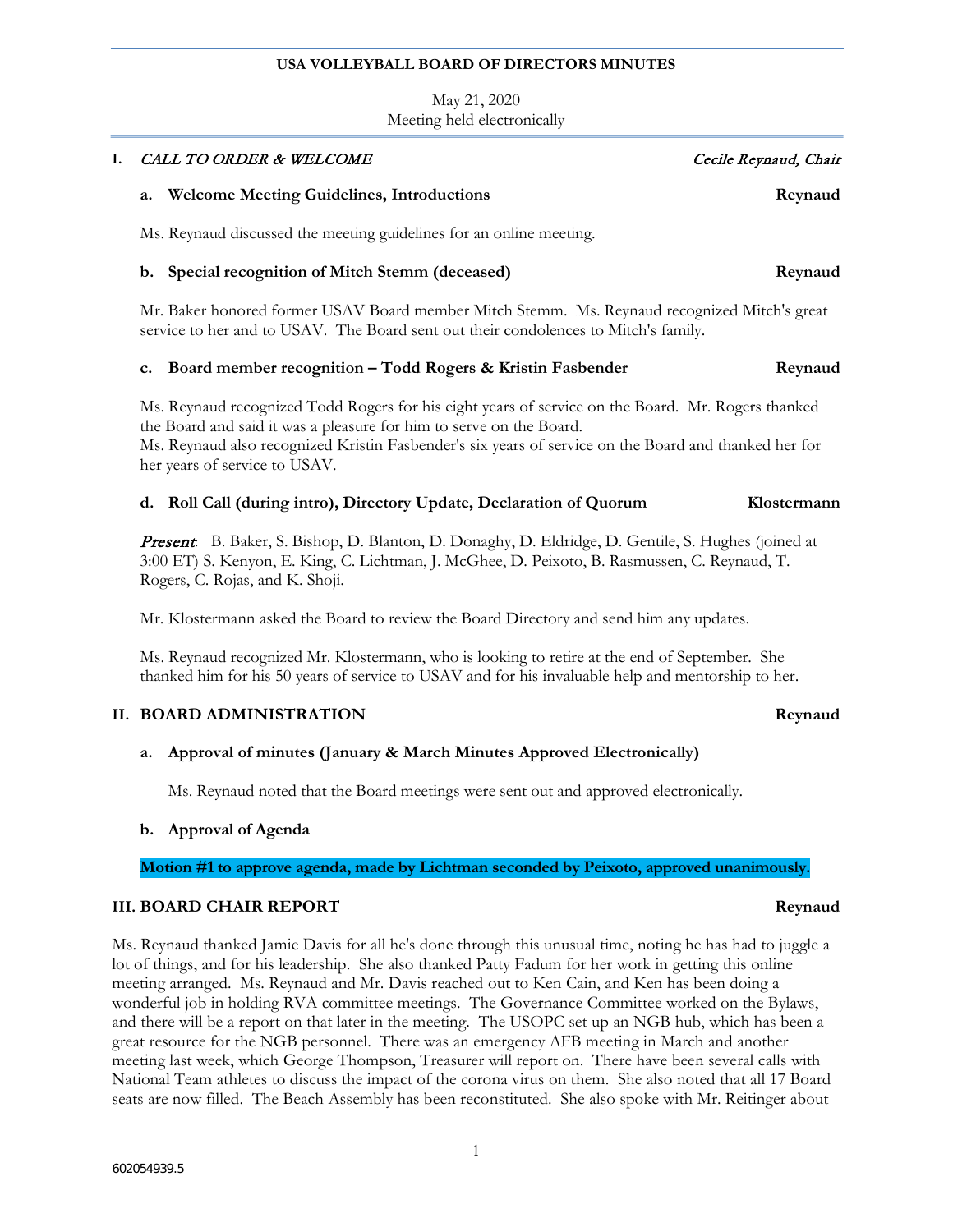# USA VOLLEYBALL BOARD OF DIRECTORS MINUTES

May 21, 2020
Meeting held electronically

## I. *CALL TO ORDER & WELCOME* — *Cecile Reynaud, Chair*

### a. Welcome Meeting Guidelines, Introductions — Reynaud

Ms. Reynaud discussed the meeting guidelines for an online meeting.

### b. Special recognition of Mitch Stemm (deceased) — Reynaud

Mr. Baker honored former USAV Board member Mitch Stemm. Ms. Reynaud recognized Mitch's great service to her and to USAV. The Board sent out their condolences to Mitch's family.

### c. Board member recognition – Todd Rogers & Kristin Fasbender — Reynaud

Ms. Reynaud recognized Todd Rogers for his eight years of service on the Board. Mr. Rogers thanked the Board and said it was a pleasure for him to serve on the Board.
Ms. Reynaud also recognized Kristin Fasbender's six years of service on the Board and thanked her for her years of service to USAV.

### d. Roll Call (during intro), Directory Update, Declaration of Quorum — Klostermann

*Present*: B. Baker, S. Bishop, D. Blanton, D. Donaghy, D. Eldridge, D. Gentile, S. Hughes (joined at 3:00 ET) S. Kenyon, E. King, C. Lichtman, J. McGhee, D. Peixoto, B. Rasmussen, C. Reynaud, T. Rogers, C. Rojas, and K. Shoji.

Mr. Klostermann asked the Board to review the Board Directory and send him any updates.

Ms. Reynaud recognized Mr. Klostermann, who is looking to retire at the end of September. She thanked him for his 50 years of service to USAV and for his invaluable help and mentorship to her.

## II. BOARD ADMINISTRATION — Reynaud

### a. Approval of minutes (January & March Minutes Approved Electronically)

Ms. Reynaud noted that the Board meetings were sent out and approved electronically.

### b. Approval of Agenda

**Motion #1 to approve agenda, made by Lichtman seconded by Peixoto, approved unanimously.**

## III. BOARD CHAIR REPORT — Reynaud

Ms. Reynaud thanked Jamie Davis for all he's done through this unusual time, noting he has had to juggle a lot of things, and for his leadership. She also thanked Patty Fadum for her work in getting this online meeting arranged. Ms. Reynaud and Mr. Davis reached out to Ken Cain, and Ken has been doing a wonderful job in holding RVA committee meetings. The Governance Committee worked on the Bylaws, and there will be a report on that later in the meeting. The USOPC set up an NGB hub, which has been a great resource for the NGB personnel. There was an emergency AFB meeting in March and another meeting last week, which George Thompson, Treasurer will report on. There have been several calls with National Team athletes to discuss the impact of the corona virus on them. She also noted that all 17 Board seats are now filled. The Beach Assembly has been reconstituted. She also spoke with Mr. Reitinger about

602054939.5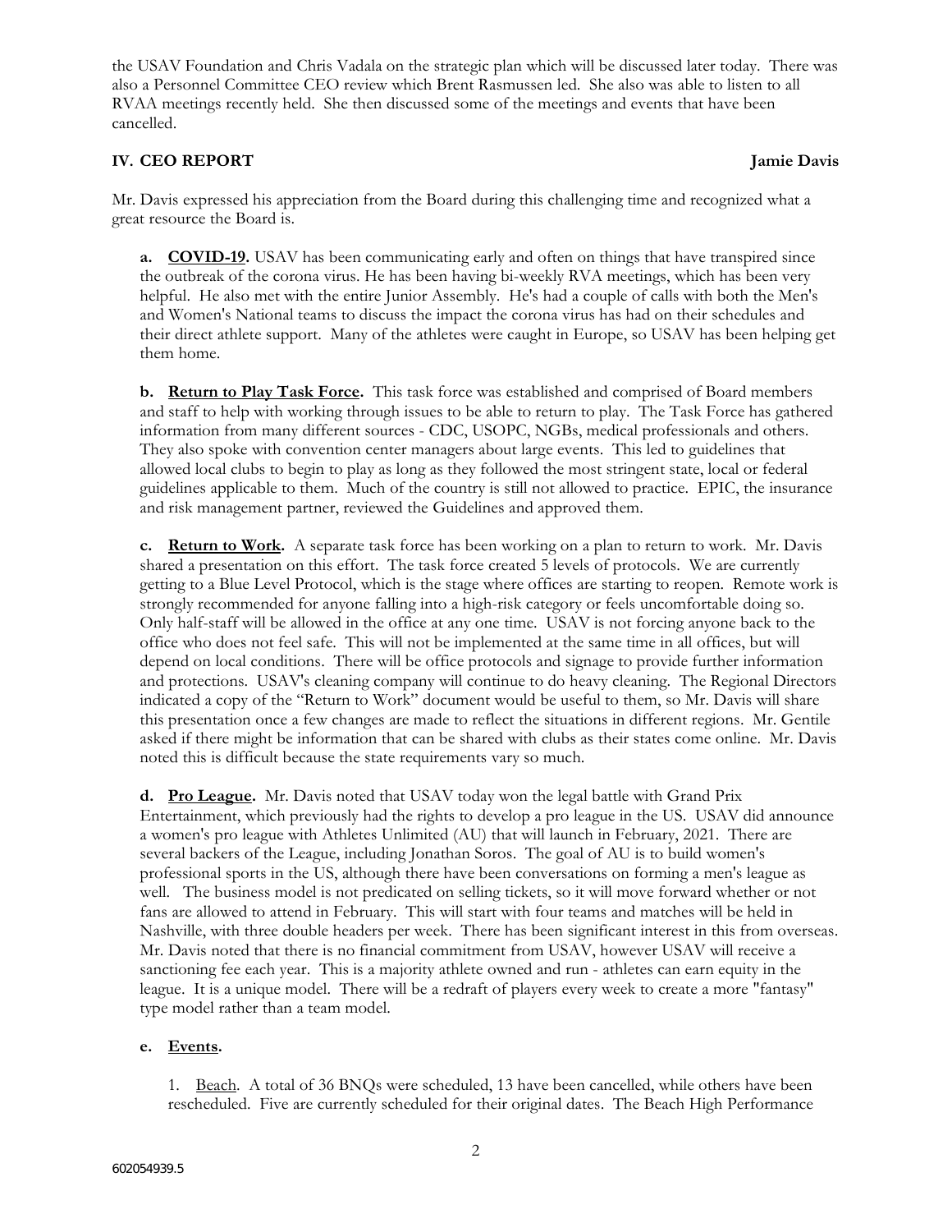the USAV Foundation and Chris Vadala on the strategic plan which will be discussed later today. There was also a Personnel Committee CEO review which Brent Rasmussen led. She also was able to listen to all RVAA meetings recently held. She then discussed some of the meetings and events that have been cancelled.

## IV. CEO REPORT — Jamie Davis

Mr. Davis expressed his appreciation from the Board during this challenging time and recognized what a great resource the Board is.

**a. COVID-19.** USAV has been communicating early and often on things that have transpired since the outbreak of the corona virus. He has been having bi-weekly RVA meetings, which has been very helpful. He also met with the entire Junior Assembly. He's had a couple of calls with both the Men's and Women's National teams to discuss the impact the corona virus has had on their schedules and their direct athlete support. Many of the athletes were caught in Europe, so USAV has been helping get them home.

**b. Return to Play Task Force.** This task force was established and comprised of Board members and staff to help with working through issues to be able to return to play. The Task Force has gathered information from many different sources - CDC, USOPC, NGBs, medical professionals and others. They also spoke with convention center managers about large events. This led to guidelines that allowed local clubs to begin to play as long as they followed the most stringent state, local or federal guidelines applicable to them. Much of the country is still not allowed to practice. EPIC, the insurance and risk management partner, reviewed the Guidelines and approved them.

**c. Return to Work.** A separate task force has been working on a plan to return to work. Mr. Davis shared a presentation on this effort. The task force created 5 levels of protocols. We are currently getting to a Blue Level Protocol, which is the stage where offices are starting to reopen. Remote work is strongly recommended for anyone falling into a high-risk category or feels uncomfortable doing so. Only half-staff will be allowed in the office at any one time. USAV is not forcing anyone back to the office who does not feel safe. This will not be implemented at the same time in all offices, but will depend on local conditions. There will be office protocols and signage to provide further information and protections. USAV's cleaning company will continue to do heavy cleaning. The Regional Directors indicated a copy of the "Return to Work" document would be useful to them, so Mr. Davis will share this presentation once a few changes are made to reflect the situations in different regions. Mr. Gentile asked if there might be information that can be shared with clubs as their states come online. Mr. Davis noted this is difficult because the state requirements vary so much.

**d. Pro League.** Mr. Davis noted that USAV today won the legal battle with Grand Prix Entertainment, which previously had the rights to develop a pro league in the US. USAV did announce a women's pro league with Athletes Unlimited (AU) that will launch in February, 2021. There are several backers of the League, including Jonathan Soros. The goal of AU is to build women's professional sports in the US, although there have been conversations on forming a men's league as well. The business model is not predicated on selling tickets, so it will move forward whether or not fans are allowed to attend in February. This will start with four teams and matches will be held in Nashville, with three double headers per week. There has been significant interest in this from overseas. Mr. Davis noted that there is no financial commitment from USAV, however USAV will receive a sanctioning fee each year. This is a majority athlete owned and run - athletes can earn equity in the league. It is a unique model. There will be a redraft of players every week to create a more "fantasy" type model rather than a team model.

**e. Events.**

1. Beach. A total of 36 BNQs were scheduled, 13 have been cancelled, while others have been rescheduled. Five are currently scheduled for their original dates. The Beach High Performance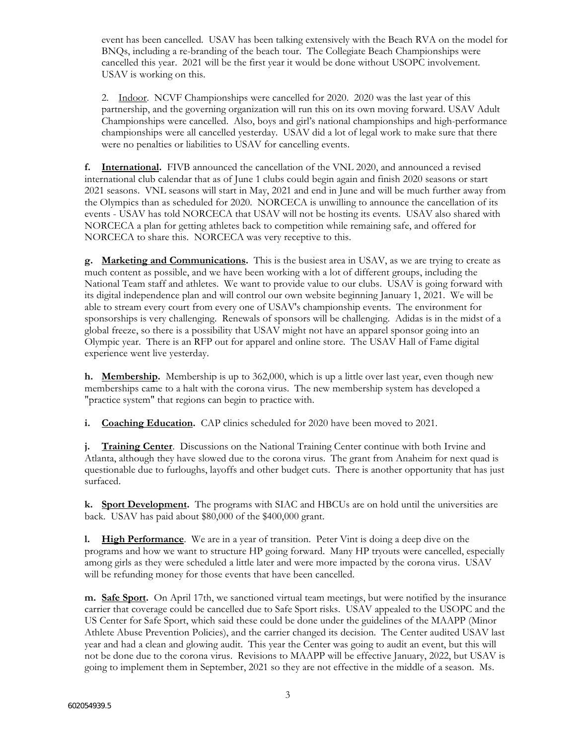event has been cancelled. USAV has been talking extensively with the Beach RVA on the model for BNQs, including a re-branding of the beach tour. The Collegiate Beach Championships were cancelled this year. 2021 will be the first year it would be done without USOPC involvement. USAV is working on this.

2. Indoor. NCVF Championships were cancelled for 2020. 2020 was the last year of this partnership, and the governing organization will run this on its own moving forward. USAV Adult Championships were cancelled. Also, boys and girl's national championships and high-performance championships were all cancelled yesterday. USAV did a lot of legal work to make sure that there were no penalties or liabilities to USAV for cancelling events.

**f. International.** FIVB announced the cancellation of the VNL 2020, and announced a revised international club calendar that as of June 1 clubs could begin again and finish 2020 seasons or start 2021 seasons. VNL seasons will start in May, 2021 and end in June and will be much further away from the Olympics than as scheduled for 2020. NORCECA is unwilling to announce the cancellation of its events - USAV has told NORCECA that USAV will not be hosting its events. USAV also shared with NORCECA a plan for getting athletes back to competition while remaining safe, and offered for NORCECA to share this. NORCECA was very receptive to this.

**g. Marketing and Communications.** This is the busiest area in USAV, as we are trying to create as much content as possible, and we have been working with a lot of different groups, including the National Team staff and athletes. We want to provide value to our clubs. USAV is going forward with its digital independence plan and will control our own website beginning January 1, 2021. We will be able to stream every court from every one of USAV's championship events. The environment for sponsorships is very challenging. Renewals of sponsors will be challenging. Adidas is in the midst of a global freeze, so there is a possibility that USAV might not have an apparel sponsor going into an Olympic year. There is an RFP out for apparel and online store. The USAV Hall of Fame digital experience went live yesterday.

**h. Membership.** Membership is up to 362,000, which is up a little over last year, even though new memberships came to a halt with the corona virus. The new membership system has developed a "practice system" that regions can begin to practice with.

**i. Coaching Education.** CAP clinics scheduled for 2020 have been moved to 2021.

**j. Training Center**. Discussions on the National Training Center continue with both Irvine and Atlanta, although they have slowed due to the corona virus. The grant from Anaheim for next quad is questionable due to furloughs, layoffs and other budget cuts. There is another opportunity that has just surfaced.

**k. Sport Development.** The programs with SIAC and HBCUs are on hold until the universities are back. USAV has paid about $80,000 of the $400,000 grant.

**l. High Performance**. We are in a year of transition. Peter Vint is doing a deep dive on the programs and how we want to structure HP going forward. Many HP tryouts were cancelled, especially among girls as they were scheduled a little later and were more impacted by the corona virus. USAV will be refunding money for those events that have been cancelled.

**m. Safe Sport.** On April 17th, we sanctioned virtual team meetings, but were notified by the insurance carrier that coverage could be cancelled due to Safe Sport risks. USAV appealed to the USOPC and the US Center for Safe Sport, which said these could be done under the guidelines of the MAAPP (Minor Athlete Abuse Prevention Policies), and the carrier changed its decision. The Center audited USAV last year and had a clean and glowing audit. This year the Center was going to audit an event, but this will not be done due to the corona virus. Revisions to MAAPP will be effective January, 2022, but USAV is going to implement them in September, 2021 so they are not effective in the middle of a season. Ms.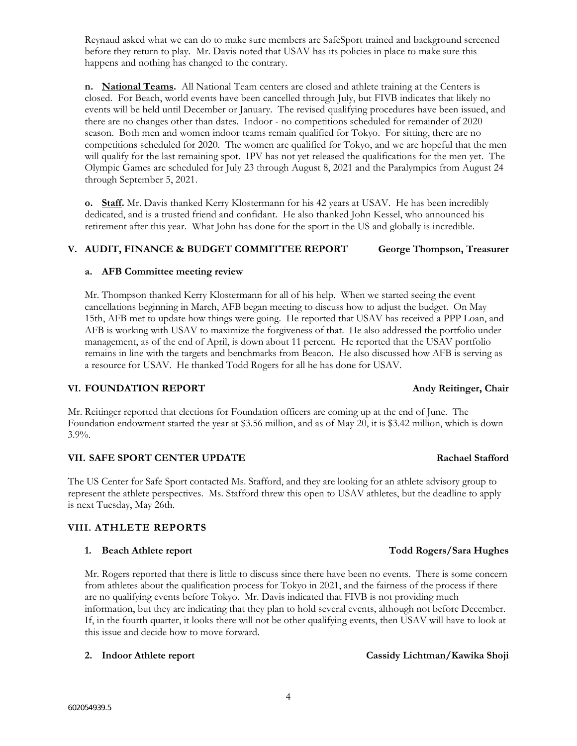Reynaud asked what we can do to make sure members are SafeSport trained and background screened before they return to play. Mr. Davis noted that USAV has its policies in place to make sure this happens and nothing has changed to the contrary.

**n. National Teams.** All National Team centers are closed and athlete training at the Centers is closed. For Beach, world events have been cancelled through July, but FIVB indicates that likely no events will be held until December or January. The revised qualifying procedures have been issued, and there are no changes other than dates. Indoor - no competitions scheduled for remainder of 2020 season. Both men and women indoor teams remain qualified for Tokyo. For sitting, there are no competitions scheduled for 2020. The women are qualified for Tokyo, and we are hopeful that the men will qualify for the last remaining spot. IPV has not yet released the qualifications for the men yet. The Olympic Games are scheduled for July 23 through August 8, 2021 and the Paralympics from August 24 through September 5, 2021.

**o. Staff.** Mr. Davis thanked Kerry Klostermann for his 42 years at USAV. He has been incredibly dedicated, and is a trusted friend and confidant. He also thanked John Kessel, who announced his retirement after this year. What John has done for the sport in the US and globally is incredible.

## V. AUDIT, FINANCE & BUDGET COMMITTEE REPORT — George Thompson, Treasurer

### a. AFB Committee meeting review

Mr. Thompson thanked Kerry Klostermann for all of his help. When we started seeing the event cancellations beginning in March, AFB began meeting to discuss how to adjust the budget. On May 15th, AFB met to update how things were going. He reported that USAV has received a PPP Loan, and AFB is working with USAV to maximize the forgiveness of that. He also addressed the portfolio under management, as of the end of April, is down about 11 percent. He reported that the USAV portfolio remains in line with the targets and benchmarks from Beacon. He also discussed how AFB is serving as a resource for USAV. He thanked Todd Rogers for all he has done for USAV.

## VI. FOUNDATION REPORT — Andy Reitinger, Chair

Mr. Reitinger reported that elections for Foundation officers are coming up at the end of June. The Foundation endowment started the year at $3.56 million, and as of May 20, it is $3.42 million, which is down 3.9%.

## VII. SAFE SPORT CENTER UPDATE — Rachael Stafford

The US Center for Safe Sport contacted Ms. Stafford, and they are looking for an athlete advisory group to represent the athlete perspectives. Ms. Stafford threw this open to USAV athletes, but the deadline to apply is next Tuesday, May 26th.

## VIII. ATHLETE REPORTS

### 1. Beach Athlete report — Todd Rogers/Sara Hughes

Mr. Rogers reported that there is little to discuss since there have been no events. There is some concern from athletes about the qualification process for Tokyo in 2021, and the fairness of the process if there are no qualifying events before Tokyo. Mr. Davis indicated that FIVB is not providing much information, but they are indicating that they plan to hold several events, although not before December. If, in the fourth quarter, it looks there will not be other qualifying events, then USAV will have to look at this issue and decide how to move forward.

### 2. Indoor Athlete report — Cassidy Lichtman/Kawika Shoji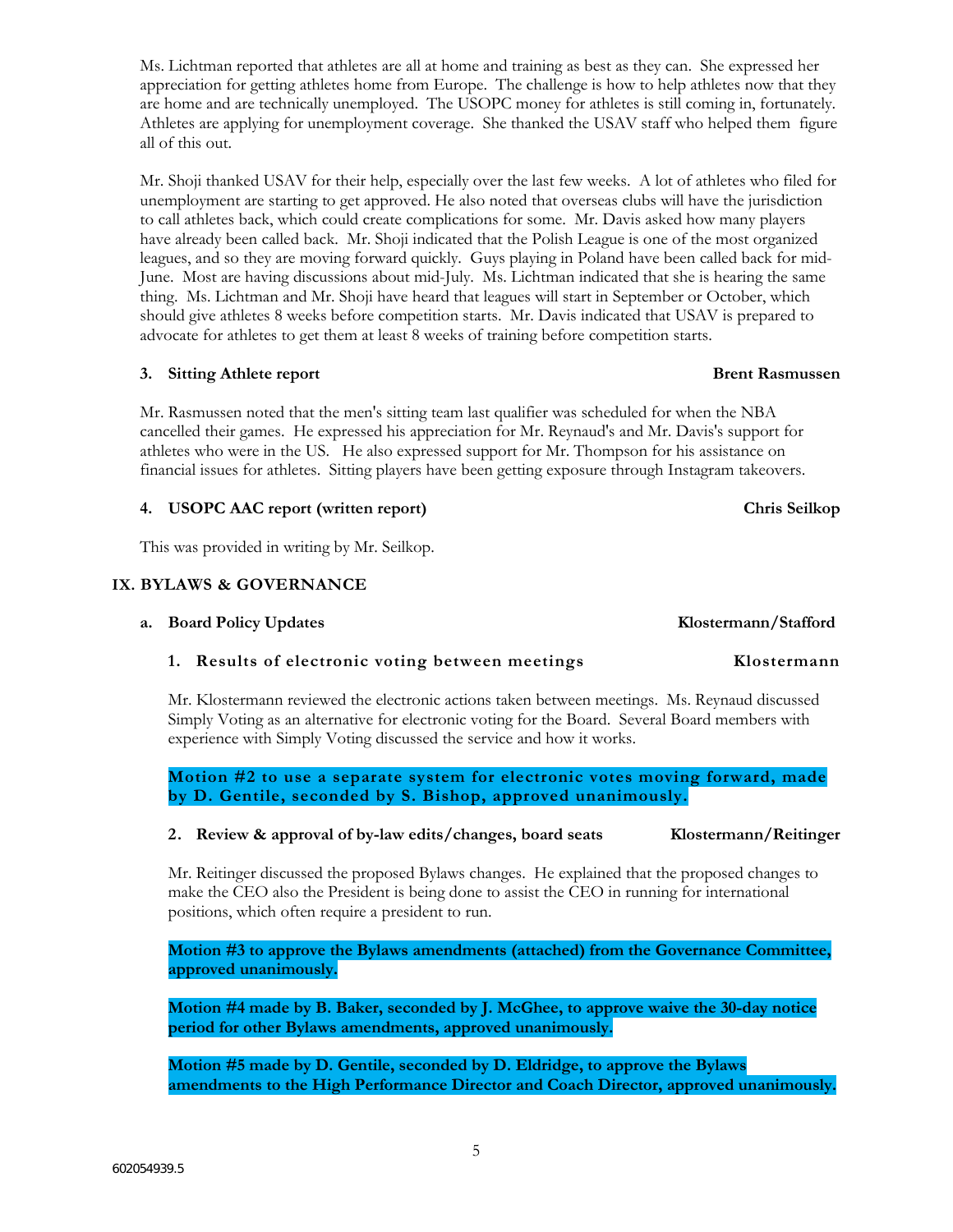Ms. Lichtman reported that athletes are all at home and training as best as they can. She expressed her appreciation for getting athletes home from Europe. The challenge is how to help athletes now that they are home and are technically unemployed. The USOPC money for athletes is still coming in, fortunately. Athletes are applying for unemployment coverage. She thanked the USAV staff who helped them figure all of this out.

Mr. Shoji thanked USAV for their help, especially over the last few weeks. A lot of athletes who filed for unemployment are starting to get approved. He also noted that overseas clubs will have the jurisdiction to call athletes back, which could create complications for some. Mr. Davis asked how many players have already been called back. Mr. Shoji indicated that the Polish League is one of the most organized leagues, and so they are moving forward quickly. Guys playing in Poland have been called back for mid-June. Most are having discussions about mid-July. Ms. Lichtman indicated that she is hearing the same thing. Ms. Lichtman and Mr. Shoji have heard that leagues will start in September or October, which should give athletes 8 weeks before competition starts. Mr. Davis indicated that USAV is prepared to advocate for athletes to get them at least 8 weeks of training before competition starts.

**3. Sitting Athlete report** **Brent Rasmussen**

Mr. Rasmussen noted that the men's sitting team last qualifier was scheduled for when the NBA cancelled their games. He expressed his appreciation for Mr. Reynaud's and Mr. Davis's support for athletes who were in the US. He also expressed support for Mr. Thompson for his assistance on financial issues for athletes. Sitting players have been getting exposure through Instagram takeovers.

**4. USOPC AAC report (written report)** **Chris Seilkop**

This was provided in writing by Mr. Seilkop.

## IX. BYLAWS & GOVERNANCE

**a. Board Policy Updates** **Klostermann/Stafford**

**1. Results of electronic voting between meetings** **Klostermann**

Mr. Klostermann reviewed the electronic actions taken between meetings. Ms. Reynaud discussed Simply Voting as an alternative for electronic voting for the Board. Several Board members with experience with Simply Voting discussed the service and how it works.

**Motion #2 to use a separate system for electronic votes moving forward, made by D. Gentile, seconded by S. Bishop, approved unanimously.**

**2. Review & approval of by-law edits/changes, board seats** **Klostermann/Reitinger**

Mr. Reitinger discussed the proposed Bylaws changes. He explained that the proposed changes to make the CEO also the President is being done to assist the CEO in running for international positions, which often require a president to run.

**Motion #3 to approve the Bylaws amendments (attached) from the Governance Committee, approved unanimously.**

**Motion #4 made by B. Baker, seconded by J. McGhee, to approve waive the 30-day notice period for other Bylaws amendments, approved unanimously.**

**Motion #5 made by D. Gentile, seconded by D. Eldridge, to approve the Bylaws amendments to the High Performance Director and Coach Director, approved unanimously.**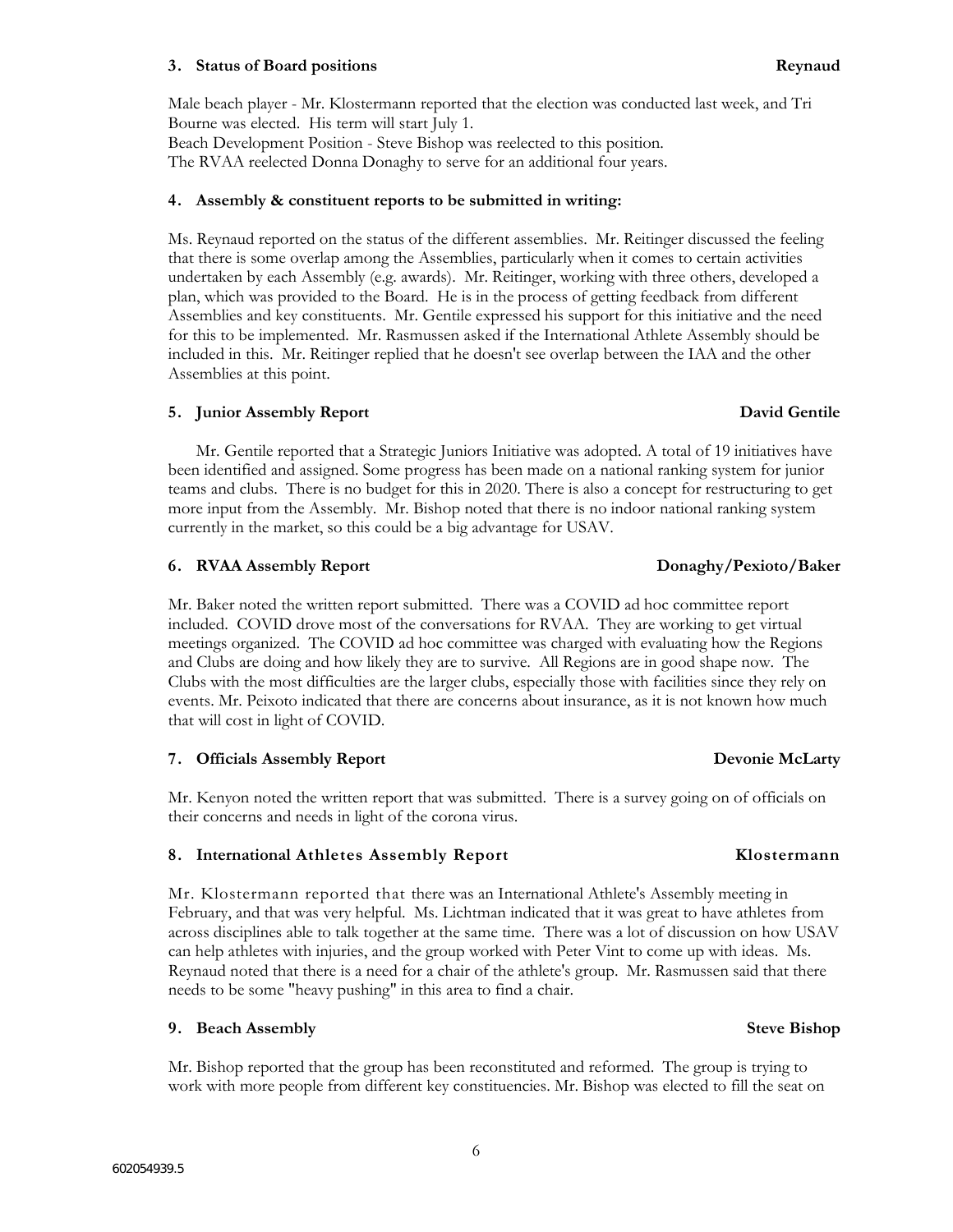### 3. Status of Board positions — Reynaud

Male beach player - Mr. Klostermann reported that the election was conducted last week, and Tri Bourne was elected. His term will start July 1.
Beach Development Position - Steve Bishop was reelected to this position.
The RVAA reelected Donna Donaghy to serve for an additional four years.

### 4. Assembly & constituent reports to be submitted in writing:

Ms. Reynaud reported on the status of the different assemblies. Mr. Reitinger discussed the feeling that there is some overlap among the Assemblies, particularly when it comes to certain activities undertaken by each Assembly (e.g. awards). Mr. Reitinger, working with three others, developed a plan, which was provided to the Board. He is in the process of getting feedback from different Assemblies and key constituents. Mr. Gentile expressed his support for this initiative and the need for this to be implemented. Mr. Rasmussen asked if the International Athlete Assembly should be included in this. Mr. Reitinger replied that he doesn't see overlap between the IAA and the other Assemblies at this point.

### 5. Junior Assembly Report — David Gentile

Mr. Gentile reported that a Strategic Juniors Initiative was adopted. A total of 19 initiatives have been identified and assigned. Some progress has been made on a national ranking system for junior teams and clubs. There is no budget for this in 2020. There is also a concept for restructuring to get more input from the Assembly. Mr. Bishop noted that there is no indoor national ranking system currently in the market, so this could be a big advantage for USAV.

### 6. RVAA Assembly Report — Donaghy/Pexioto/Baker

Mr. Baker noted the written report submitted. There was a COVID ad hoc committee report included. COVID drove most of the conversations for RVAA. They are working to get virtual meetings organized. The COVID ad hoc committee was charged with evaluating how the Regions and Clubs are doing and how likely they are to survive. All Regions are in good shape now. The Clubs with the most difficulties are the larger clubs, especially those with facilities since they rely on events. Mr. Peixoto indicated that there are concerns about insurance, as it is not known how much that will cost in light of COVID.

### 7. Officials Assembly Report — Devonie McLarty

Mr. Kenyon noted the written report that was submitted. There is a survey going on of officials on their concerns and needs in light of the corona virus.

### 8. International Athletes Assembly Report — Klostermann

Mr. Klostermann reported that there was an International Athlete's Assembly meeting in February, and that was very helpful. Ms. Lichtman indicated that it was great to have athletes from across disciplines able to talk together at the same time. There was a lot of discussion on how USAV can help athletes with injuries, and the group worked with Peter Vint to come up with ideas. Ms. Reynaud noted that there is a need for a chair of the athlete's group. Mr. Rasmussen said that there needs to be some "heavy pushing" in this area to find a chair.

### 9. Beach Assembly — Steve Bishop

Mr. Bishop reported that the group has been reconstituted and reformed. The group is trying to work with more people from different key constituencies. Mr. Bishop was elected to fill the seat on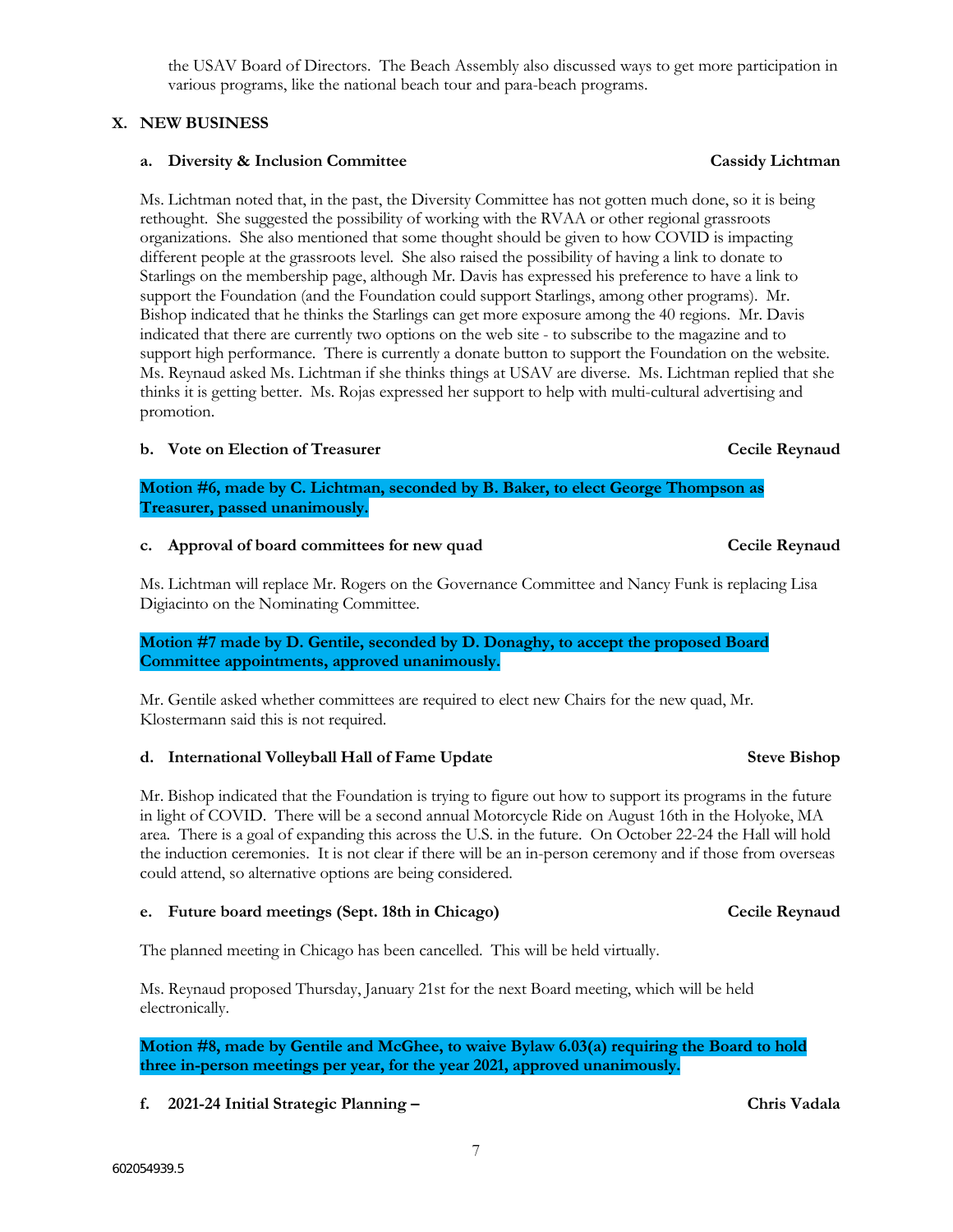the USAV Board of Directors. The Beach Assembly also discussed ways to get more participation in various programs, like the national beach tour and para-beach programs.

## X. NEW BUSINESS

### a. Diversity & Inclusion Committee — Cassidy Lichtman

Ms. Lichtman noted that, in the past, the Diversity Committee has not gotten much done, so it is being rethought. She suggested the possibility of working with the RVAA or other regional grassroots organizations. She also mentioned that some thought should be given to how COVID is impacting different people at the grassroots level. She also raised the possibility of having a link to donate to Starlings on the membership page, although Mr. Davis has expressed his preference to have a link to support the Foundation (and the Foundation could support Starlings, among other programs). Mr. Bishop indicated that he thinks the Starlings can get more exposure among the 40 regions. Mr. Davis indicated that there are currently two options on the web site - to subscribe to the magazine and to support high performance. There is currently a donate button to support the Foundation on the website. Ms. Reynaud asked Ms. Lichtman if she thinks things at USAV are diverse. Ms. Lichtman replied that she thinks it is getting better. Ms. Rojas expressed her support to help with multi-cultural advertising and promotion.

### b. Vote on Election of Treasurer — Cecile Reynaud

**Motion #6, made by C. Lichtman, seconded by B. Baker, to elect George Thompson as Treasurer, passed unanimously.**

### c. Approval of board committees for new quad — Cecile Reynaud

Ms. Lichtman will replace Mr. Rogers on the Governance Committee and Nancy Funk is replacing Lisa Digiacinto on the Nominating Committee.

**Motion #7 made by D. Gentile, seconded by D. Donaghy, to accept the proposed Board Committee appointments, approved unanimously.**

Mr. Gentile asked whether committees are required to elect new Chairs for the new quad, Mr. Klostermann said this is not required.

### d. International Volleyball Hall of Fame Update — Steve Bishop

Mr. Bishop indicated that the Foundation is trying to figure out how to support its programs in the future in light of COVID. There will be a second annual Motorcycle Ride on August 16th in the Holyoke, MA area. There is a goal of expanding this across the U.S. in the future. On October 22-24 the Hall will hold the induction ceremonies. It is not clear if there will be an in-person ceremony and if those from overseas could attend, so alternative options are being considered.

### e. Future board meetings (Sept. 18th in Chicago) — Cecile Reynaud

The planned meeting in Chicago has been cancelled. This will be held virtually.

Ms. Reynaud proposed Thursday, January 21st for the next Board meeting, which will be held electronically.

**Motion #8, made by Gentile and McGhee, to waive Bylaw 6.03(a) requiring the Board to hold three in-person meetings per year, for the year 2021, approved unanimously.**

### f. 2021-24 Initial Strategic Planning – — Chris Vadala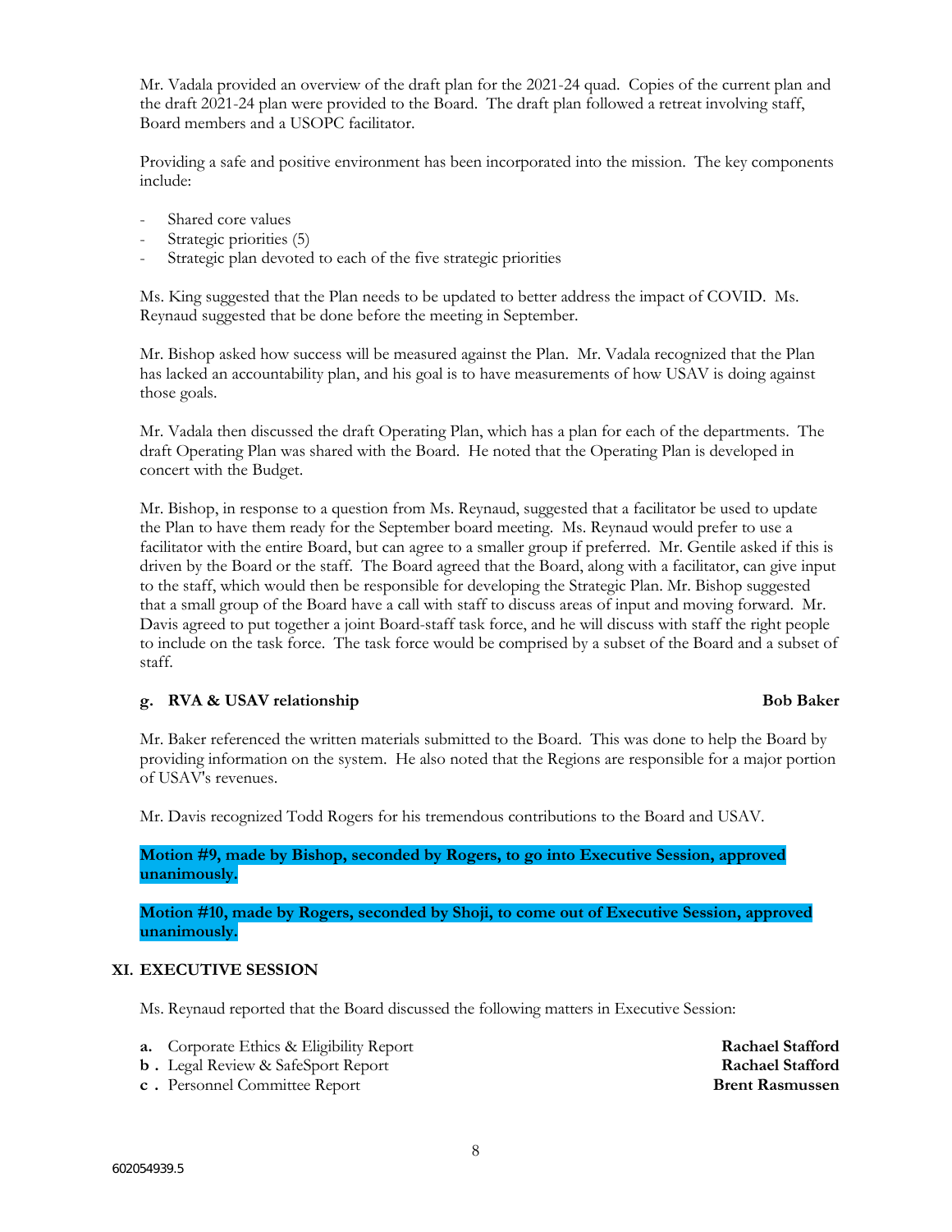Mr. Vadala provided an overview of the draft plan for the 2021-24 quad. Copies of the current plan and the draft 2021-24 plan were provided to the Board. The draft plan followed a retreat involving staff, Board members and a USOPC facilitator.

Providing a safe and positive environment has been incorporated into the mission. The key components include:

- Shared core values
- Strategic priorities (5)
- Strategic plan devoted to each of the five strategic priorities

Ms. King suggested that the Plan needs to be updated to better address the impact of COVID. Ms. Reynaud suggested that be done before the meeting in September.

Mr. Bishop asked how success will be measured against the Plan. Mr. Vadala recognized that the Plan has lacked an accountability plan, and his goal is to have measurements of how USAV is doing against those goals.

Mr. Vadala then discussed the draft Operating Plan, which has a plan for each of the departments. The draft Operating Plan was shared with the Board. He noted that the Operating Plan is developed in concert with the Budget.

Mr. Bishop, in response to a question from Ms. Reynaud, suggested that a facilitator be used to update the Plan to have them ready for the September board meeting. Ms. Reynaud would prefer to use a facilitator with the entire Board, but can agree to a smaller group if preferred. Mr. Gentile asked if this is driven by the Board or the staff. The Board agreed that the Board, along with a facilitator, can give input to the staff, which would then be responsible for developing the Strategic Plan. Mr. Bishop suggested that a small group of the Board have a call with staff to discuss areas of input and moving forward. Mr. Davis agreed to put together a joint Board-staff task force, and he will discuss with staff the right people to include on the task force. The task force would be comprised by a subset of the Board and a subset of staff.

**g. RVA & USAV relationship** **Bob Baker**

Mr. Baker referenced the written materials submitted to the Board. This was done to help the Board by providing information on the system. He also noted that the Regions are responsible for a major portion of USAV's revenues.

Mr. Davis recognized Todd Rogers for his tremendous contributions to the Board and USAV.

**Motion #9, made by Bishop, seconded by Rogers, to go into Executive Session, approved unanimously.**

**Motion #10, made by Rogers, seconded by Shoji, to come out of Executive Session, approved unanimously.**

## XI. EXECUTIVE SESSION

Ms. Reynaud reported that the Board discussed the following matters in Executive Session:

**a.** Corporate Ethics & Eligibility Report **Rachael Stafford**
**b.** Legal Review & SafeSport Report **Rachael Stafford**
**c.** Personnel Committee Report **Brent Rasmussen**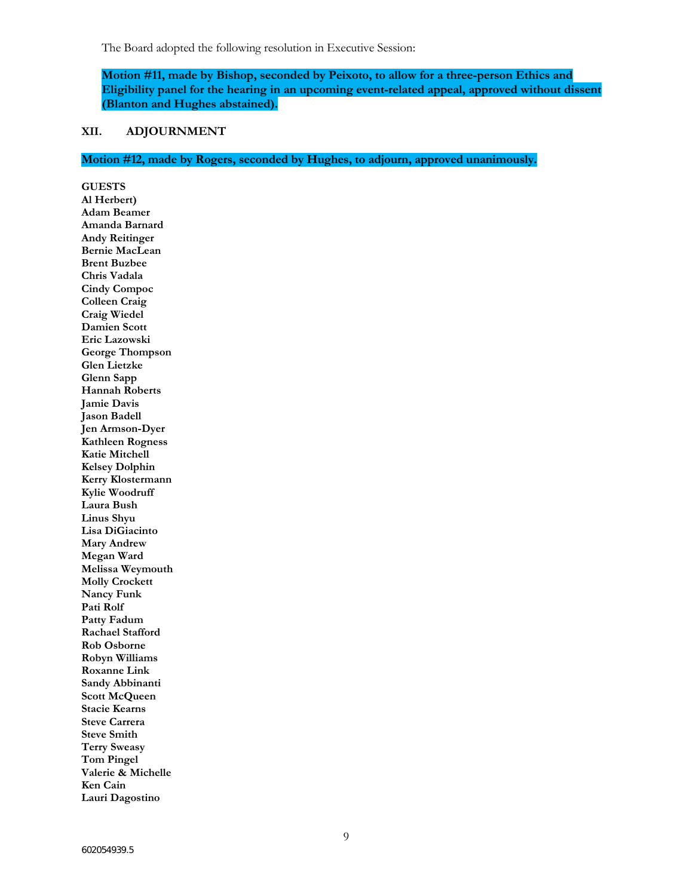The Board adopted the following resolution in Executive Session:

**Motion #11, made by Bishop, seconded by Peixoto, to allow for a three-person Ethics and Eligibility panel for the hearing in an upcoming event-related appeal, approved without dissent (Blanton and Hughes abstained).**

## XII. ADJOURNMENT

**Motion #12, made by Rogers, seconded by Hughes, to adjourn, approved unanimously.**

**GUESTS**
**Al Herbert)**
**Adam Beamer**
**Amanda Barnard**
**Andy Reitinger**
**Bernie MacLean**
**Brent Buzbee**
**Chris Vadala**
**Cindy Compoc**
**Colleen Craig**
**Craig Wiedel**
**Damien Scott**
**Eric Lazowski**
**George Thompson**
**Glen Lietzke**
**Glenn Sapp**
**Hannah Roberts**
**Jamie Davis**
**Jason Badell**
**Jen Armson-Dyer**
**Kathleen Rogness**
**Katie Mitchell**
**Kelsey Dolphin**
**Kerry Klostermann**
**Kylie Woodruff**
**Laura Bush**
**Linus Shyu**
**Lisa DiGiacinto**
**Mary Andrew**
**Megan Ward**
**Melissa Weymouth**
**Molly Crockett**
**Nancy Funk**
**Pati Rolf**
**Patty Fadum**
**Rachael Stafford**
**Rob Osborne**
**Robyn Williams**
**Roxanne Link**
**Sandy Abbinanti**
**Scott McQueen**
**Stacie Kearns**
**Steve Carrera**
**Steve Smith**
**Terry Sweasy**
**Tom Pingel**
**Valerie & Michelle**
**Ken Cain**
**Lauri Dagostino**

602054939.5